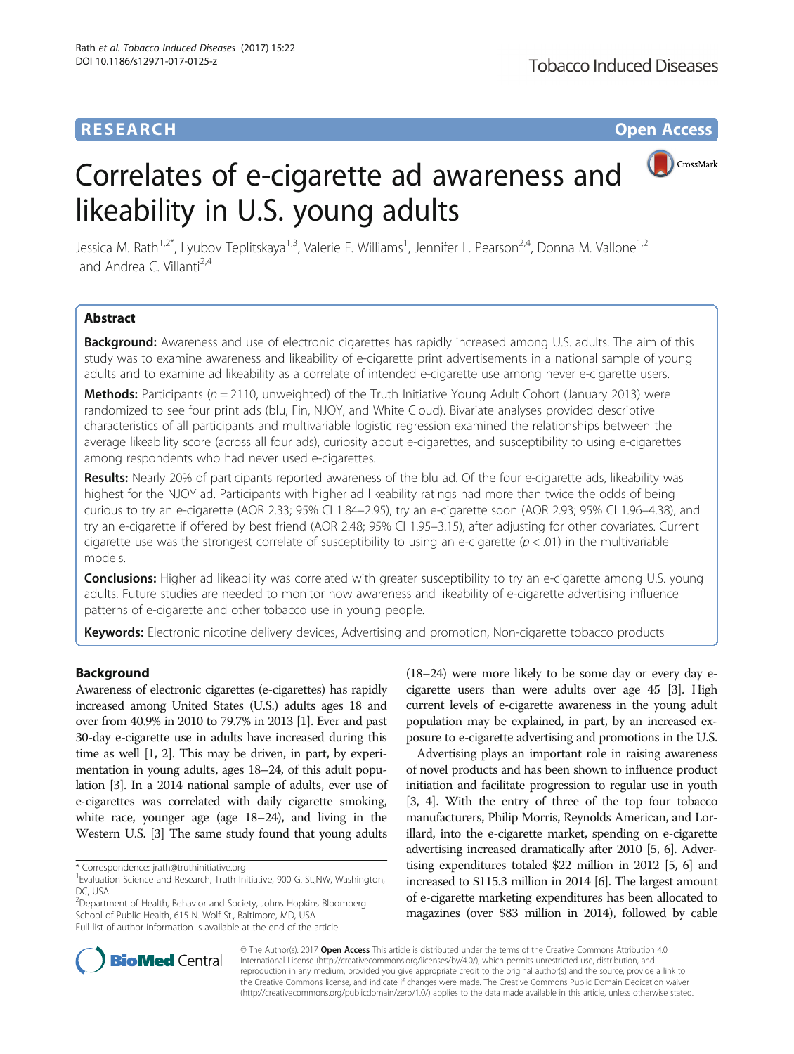RESEARCH

Open Access

# Correlates of e-cigarette ad awareness and likeability in U.S. young adults

Jessica M. Rath[1,2*], Lyubov Teplitskaya[1,3], Valerie F. Williams[1], Jennifer L. Pearson[2,4], Donna M. Vallone[1,2] and Andrea C. Villanti[2,4]

## Abstract

**Background:** Awareness and use of electronic cigarettes has rapidly increased among U.S. adults. The aim of this study was to examine awareness and likeability of e-cigarette print advertisements in a national sample of young adults and to examine ad likeability as a correlate of intended e-cigarette use among never e-cigarette users.

**Methods:** Participants ($n = 2110$, unweighted) of the Truth Initiative Young Adult Cohort (January 2013) were randomized to see four print ads (blu, Fin, NJOY, and White Cloud). Bivariate analyses provided descriptive characteristics of all participants and multivariable logistic regression examined the relationships between the average likeability score (across all four ads), curiosity about e-cigarettes, and susceptibility to using e-cigarettes among respondents who had never used e-cigarettes.

**Results:** Nearly 20% of participants reported awareness of the blu ad. Of the four e-cigarette ads, likeability was highest for the NJOY ad. Participants with higher ad likeability ratings had more than twice the odds of being curious to try an e-cigarette (AOR 2.33; 95% CI 1.84–2.95), try an e-cigarette soon (AOR 2.93; 95% CI 1.96–4.38), and try an e-cigarette if offered by best friend (AOR 2.48; 95% CI 1.95–3.15), after adjusting for other covariates. Current cigarette use was the strongest correlate of susceptibility to using an e-cigarette ($p < .01$) in the multivariable models.

**Conclusions:** Higher ad likeability was correlated with greater susceptibility to try an e-cigarette among U.S. young adults. Future studies are needed to monitor how awareness and likeability of e-cigarette advertising influence patterns of e-cigarette and other tobacco use in young people.

**Keywords:** Electronic nicotine delivery devices, Advertising and promotion, Non-cigarette tobacco products

## Background

Awareness of electronic cigarettes (e-cigarettes) has rapidly increased among United States (U.S.) adults ages 18 and over from 40.9% in 2010 to 79.7% in 2013 [1]. Ever and past 30-day e-cigarette use in adults have increased during this time as well [1, 2]. This may be driven, in part, by experimentation in young adults, ages 18–24, of this adult population [3]. In a 2014 national sample of adults, ever use of e-cigarettes was correlated with daily cigarette smoking, white race, younger age (age 18–24), and living in the Western U.S. [3] The same study found that young adults (18–24) were more likely to be some day or every day e-cigarette users than were adults over age 45 [3]. High current levels of e-cigarette awareness in the young adult population may be explained, in part, by an increased exposure to e-cigarette advertising and promotions in the U.S.

Advertising plays an important role in raising awareness of novel products and has been shown to influence product initiation and facilitate progression to regular use in youth [3, 4]. With the entry of three of the top four tobacco manufacturers, Philip Morris, Reynolds American, and Lorillard, into the e-cigarette market, spending on e-cigarette advertising increased dramatically after 2010 [5, 6]. Advertising expenditures totaled \$22 million in 2012 [5, 6] and increased to \$115.3 million in 2014 [6]. The largest amount of e-cigarette marketing expenditures has been allocated to magazines (over \$83 million in 2014), followed by cable

* Correspondence: jrath@truthinitiative.org
[1]Evaluation Science and Research, Truth Initiative, 900 G. St.,NW, Washington, DC, USA
[2]Department of Health, Behavior and Society, Johns Hopkins Bloomberg School of Public Health, 615 N. Wolf St., Baltimore, MD, USA
Full list of author information is available at the end of the article

© The Author(s). 2017 **Open Access** This article is distributed under the terms of the Creative Commons Attribution 4.0 International License (http://creativecommons.org/licenses/by/4.0/), which permits unrestricted use, distribution, and reproduction in any medium, provided you give appropriate credit to the original author(s) and the source, provide a link to the Creative Commons license, and indicate if changes were made. The Creative Commons Public Domain Dedication waiver (http://creativecommons.org/publicdomain/zero/1.0/) applies to the data made available in this article, unless otherwise stated.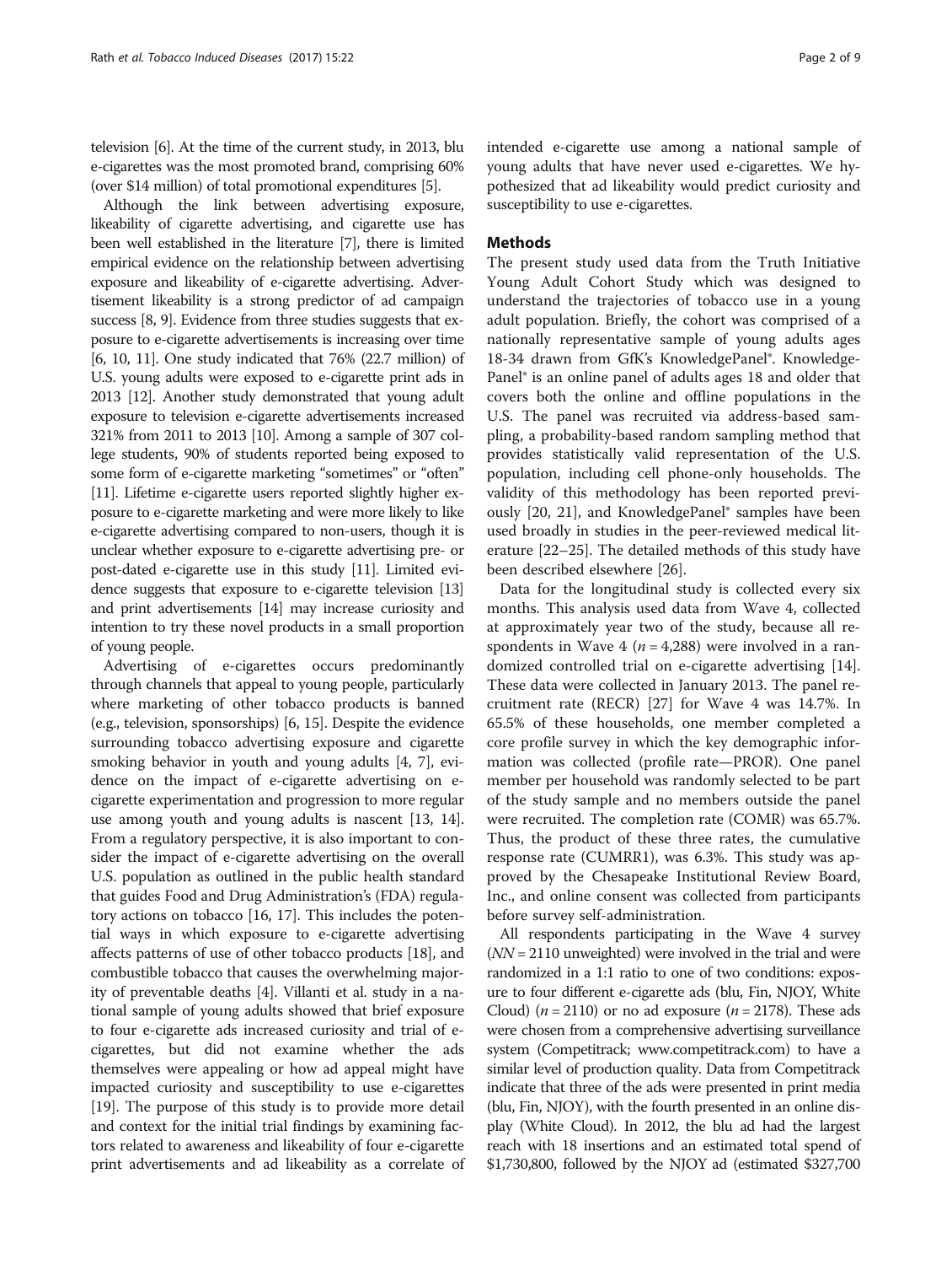television [6]. At the time of the current study, in 2013, blu e-cigarettes was the most promoted brand, comprising 60% (over $14 million) of total promotional expenditures [5].

Although the link between advertising exposure, likeability of cigarette advertising, and cigarette use has been well established in the literature [7], there is limited empirical evidence on the relationship between advertising exposure and likeability of e-cigarette advertising. Advertisement likeability is a strong predictor of ad campaign success [8, 9]. Evidence from three studies suggests that exposure to e-cigarette advertisements is increasing over time [6, 10, 11]. One study indicated that 76% (22.7 million) of U.S. young adults were exposed to e-cigarette print ads in 2013 [12]. Another study demonstrated that young adult exposure to television e-cigarette advertisements increased 321% from 2011 to 2013 [10]. Among a sample of 307 college students, 90% of students reported being exposed to some form of e-cigarette marketing "sometimes" or "often" [11]. Lifetime e-cigarette users reported slightly higher exposure to e-cigarette marketing and were more likely to like e-cigarette advertising compared to non-users, though it is unclear whether exposure to e-cigarette advertising pre- or post-dated e-cigarette use in this study [11]. Limited evidence suggests that exposure to e-cigarette television [13] and print advertisements [14] may increase curiosity and intention to try these novel products in a small proportion of young people.

Advertising of e-cigarettes occurs predominantly through channels that appeal to young people, particularly where marketing of other tobacco products is banned (e.g., television, sponsorships) [6, 15]. Despite the evidence surrounding tobacco advertising exposure and cigarette smoking behavior in youth and young adults [4, 7], evidence on the impact of e-cigarette advertising on e-cigarette experimentation and progression to more regular use among youth and young adults is nascent [13, 14]. From a regulatory perspective, it is also important to consider the impact of e-cigarette advertising on the overall U.S. population as outlined in the public health standard that guides Food and Drug Administration's (FDA) regulatory actions on tobacco [16, 17]. This includes the potential ways in which exposure to e-cigarette advertising affects patterns of use of other tobacco products [18], and combustible tobacco that causes the overwhelming majority of preventable deaths [4]. Villanti et al. study in a national sample of young adults showed that brief exposure to four e-cigarette ads increased curiosity and trial of e-cigarettes, but did not examine whether the ads themselves were appealing or how ad appeal might have impacted curiosity and susceptibility to use e-cigarettes [19]. The purpose of this study is to provide more detail and context for the initial trial findings by examining factors related to awareness and likeability of four e-cigarette print advertisements and ad likeability as a correlate of intended e-cigarette use among a national sample of young adults that have never used e-cigarettes. We hypothesized that ad likeability would predict curiosity and susceptibility to use e-cigarettes.

## Methods

The present study used data from the Truth Initiative Young Adult Cohort Study which was designed to understand the trajectories of tobacco use in a young adult population. Briefly, the cohort was comprised of a nationally representative sample of young adults ages 18-34 drawn from GfK's KnowledgePanel®. KnowledgePanel® is an online panel of adults ages 18 and older that covers both the online and offline populations in the U.S. The panel was recruited via address-based sampling, a probability-based random sampling method that provides statistically valid representation of the U.S. population, including cell phone-only households. The validity of this methodology has been reported previously [20, 21], and KnowledgePanel® samples have been used broadly in studies in the peer-reviewed medical literature [22–25]. The detailed methods of this study have been described elsewhere [26].

Data for the longitudinal study is collected every six months. This analysis used data from Wave 4, collected at approximately year two of the study, because all respondents in Wave 4 ($n$ = 4,288) were involved in a randomized controlled trial on e-cigarette advertising [14]. These data were collected in January 2013. The panel recruitment rate (RECR) [27] for Wave 4 was 14.7%. In 65.5% of these households, one member completed a core profile survey in which the key demographic information was collected (profile rate—PROR). One panel member per household was randomly selected to be part of the study sample and no members outside the panel were recruited. The completion rate (COMR) was 65.7%. Thus, the product of these three rates, the cumulative response rate (CUMRR1), was 6.3%. This study was approved by the Chesapeake Institutional Review Board, Inc., and online consent was collected from participants before survey self-administration.

All respondents participating in the Wave 4 survey ($NN$ = 2110 unweighted) were involved in the trial and were randomized in a 1:1 ratio to one of two conditions: exposure to four different e-cigarette ads (blu, Fin, NJOY, White Cloud) ($n$ = 2110) or no ad exposure ($n$ = 2178). These ads were chosen from a comprehensive advertising surveillance system (Competitrack; www.competitrack.com) to have a similar level of production quality. Data from Competitrack indicate that three of the ads were presented in print media (blu, Fin, NJOY), with the fourth presented in an online display (White Cloud). In 2012, the blu ad had the largest reach with 18 insertions and an estimated total spend of $1,730,800, followed by the NJOY ad (estimated $327,700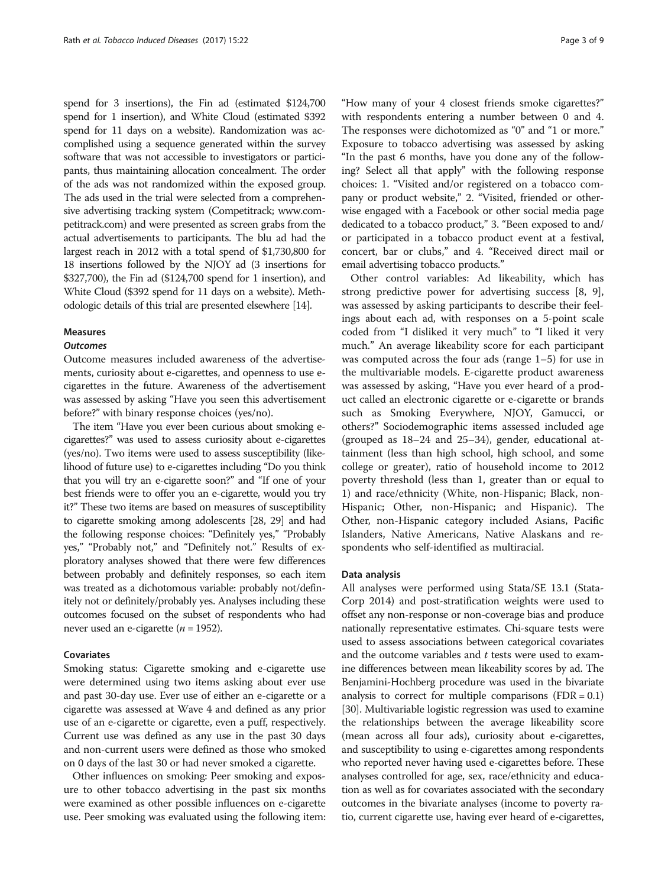spend for 3 insertions), the Fin ad (estimated $124,700 spend for 1 insertion), and White Cloud (estimated $392 spend for 11 days on a website). Randomization was accomplished using a sequence generated within the survey software that was not accessible to investigators or participants, thus maintaining allocation concealment. The order of the ads was not randomized within the exposed group. The ads used in the trial were selected from a comprehensive advertising tracking system (Competitrack; www.competitrack.com) and were presented as screen grabs from the actual advertisements to participants. The blu ad had the largest reach in 2012 with a total spend of $1,730,800 for 18 insertions followed by the NJOY ad (3 insertions for $327,700), the Fin ad ($124,700 spend for 1 insertion), and White Cloud ($392 spend for 11 days on a website). Methodologic details of this trial are presented elsewhere [14].

## Measures

### *Outcomes*

Outcome measures included awareness of the advertisements, curiosity about e-cigarettes, and openness to use e-cigarettes in the future. Awareness of the advertisement was assessed by asking "Have you seen this advertisement before?" with binary response choices (yes/no).

The item "Have you ever been curious about smoking e-cigarettes?" was used to assess curiosity about e-cigarettes (yes/no). Two items were used to assess susceptibility (likelihood of future use) to e-cigarettes including "Do you think that you will try an e-cigarette soon?" and "If one of your best friends were to offer you an e-cigarette, would you try it?" These two items are based on measures of susceptibility to cigarette smoking among adolescents [28, 29] and had the following response choices: "Definitely yes," "Probably yes," "Probably not," and "Definitely not." Results of exploratory analyses showed that there were few differences between probably and definitely responses, so each item was treated as a dichotomous variable: probably not/definitely not or definitely/probably yes. Analyses including these outcomes focused on the subset of respondents who had never used an e-cigarette ($n = 1952$).

### Covariates

Smoking status: Cigarette smoking and e-cigarette use were determined using two items asking about ever use and past 30-day use. Ever use of either an e-cigarette or a cigarette was assessed at Wave 4 and defined as any prior use of an e-cigarette or cigarette, even a puff, respectively. Current use was defined as any use in the past 30 days and non-current users were defined as those who smoked on 0 days of the last 30 or had never smoked a cigarette.

Other influences on smoking: Peer smoking and exposure to other tobacco advertising in the past six months were examined as other possible influences on e-cigarette use. Peer smoking was evaluated using the following item: "How many of your 4 closest friends smoke cigarettes?" with respondents entering a number between 0 and 4. The responses were dichotomized as "0" and "1 or more." Exposure to tobacco advertising was assessed by asking "In the past 6 months, have you done any of the following? Select all that apply" with the following response choices: 1. "Visited and/or registered on a tobacco company or product website," 2. "Visited, friended or otherwise engaged with a Facebook or other social media page dedicated to a tobacco product," 3. "Been exposed to and/or participated in a tobacco product event at a festival, concert, bar or clubs," and 4. "Received direct mail or email advertising tobacco products."

Other control variables: Ad likeability, which has strong predictive power for advertising success [8, 9], was assessed by asking participants to describe their feelings about each ad, with responses on a 5-point scale coded from "I disliked it very much" to "I liked it very much." An average likeability score for each participant was computed across the four ads (range 1–5) for use in the multivariable models. E-cigarette product awareness was assessed by asking, "Have you ever heard of a product called an electronic cigarette or e-cigarette or brands such as Smoking Everywhere, NJOY, Gamucci, or others?" Sociodemographic items assessed included age (grouped as 18–24 and 25–34), gender, educational attainment (less than high school, high school, and some college or greater), ratio of household income to 2012 poverty threshold (less than 1, greater than or equal to 1) and race/ethnicity (White, non-Hispanic; Black, non-Hispanic; Other, non-Hispanic; and Hispanic). The Other, non-Hispanic category included Asians, Pacific Islanders, Native Americans, Native Alaskans and respondents who self-identified as multiracial.

### Data analysis

All analyses were performed using Stata/SE 13.1 (StataCorp 2014) and post-stratification weights were used to offset any non-response or non-coverage bias and produce nationally representative estimates. Chi-square tests were used to assess associations between categorical covariates and the outcome variables and *t* tests were used to examine differences between mean likeability scores by ad. The Benjamini-Hochberg procedure was used in the bivariate analysis to correct for multiple comparisons (FDR = 0.1) [30]. Multivariable logistic regression was used to examine the relationships between the average likeability score (mean across all four ads), curiosity about e-cigarettes, and susceptibility to using e-cigarettes among respondents who reported never having used e-cigarettes before. These analyses controlled for age, sex, race/ethnicity and education as well as for covariates associated with the secondary outcomes in the bivariate analyses (income to poverty ratio, current cigarette use, having ever heard of e-cigarettes,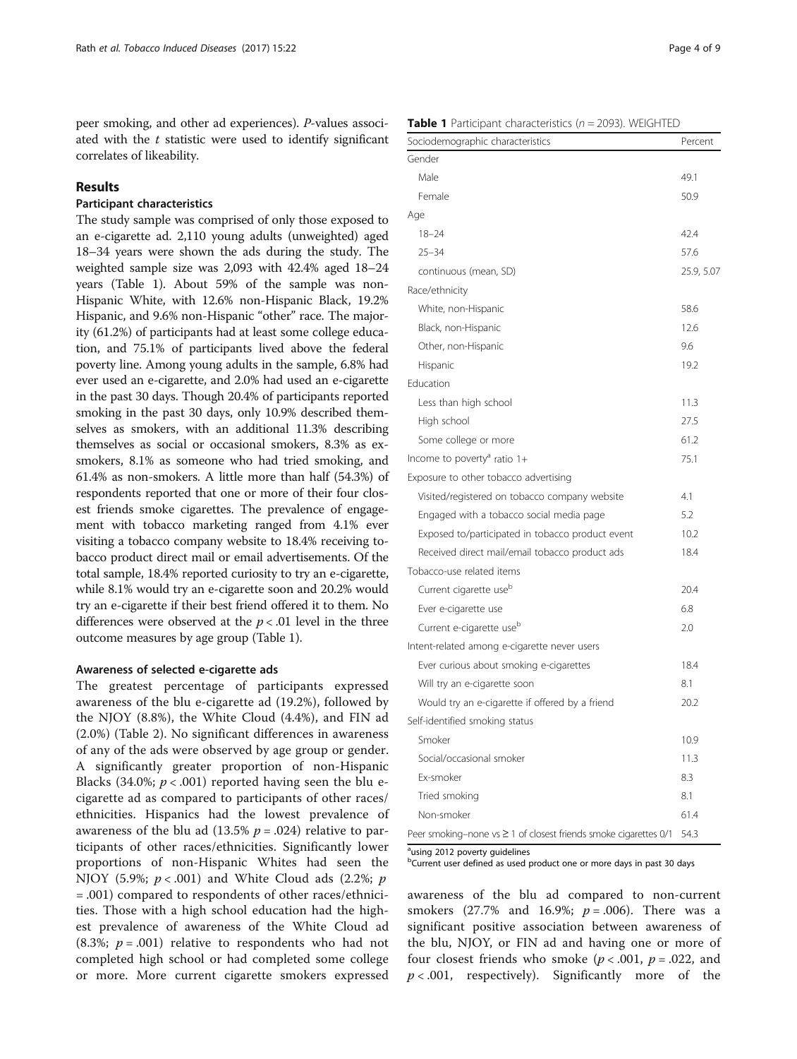peer smoking, and other ad experiences). *P*-values associated with the *t* statistic were used to identify significant correlates of likeability.

## Results

### Participant characteristics

The study sample was comprised of only those exposed to an e-cigarette ad. 2,110 young adults (unweighted) aged 18–34 years were shown the ads during the study. The weighted sample size was 2,093 with 42.4% aged 18–24 years (Table 1). About 59% of the sample was non-Hispanic White, with 12.6% non-Hispanic Black, 19.2% Hispanic, and 9.6% non-Hispanic "other" race. The majority (61.2%) of participants had at least some college education, and 75.1% of participants lived above the federal poverty line. Among young adults in the sample, 6.8% had ever used an e-cigarette, and 2.0% had used an e-cigarette in the past 30 days. Though 20.4% of participants reported smoking in the past 30 days, only 10.9% described themselves as smokers, with an additional 11.3% describing themselves as social or occasional smokers, 8.3% as ex-smokers, 8.1% as someone who had tried smoking, and 61.4% as non-smokers. A little more than half (54.3%) of respondents reported that one or more of their four closest friends smoke cigarettes. The prevalence of engagement with tobacco marketing ranged from 4.1% ever visiting a tobacco company website to 18.4% receiving tobacco product direct mail or email advertisements. Of the total sample, 18.4% reported curiosity to try an e-cigarette, while 8.1% would try an e-cigarette soon and 20.2% would try an e-cigarette if their best friend offered it to them. No differences were observed at the $p < .01$ level in the three outcome measures by age group (Table 1).

### Awareness of selected e-cigarette ads

The greatest percentage of participants expressed awareness of the blu e-cigarette ad (19.2%), followed by the NJOY (8.8%), the White Cloud (4.4%), and FIN ad (2.0%) (Table 2). No significant differences in awareness of any of the ads were observed by age group or gender. A significantly greater proportion of non-Hispanic Blacks (34.0%; $p < .001$) reported having seen the blu e-cigarette ad as compared to participants of other races/ethnicities. Hispanics had the lowest prevalence of awareness of the blu ad (13.5% $p = .024$) relative to participants of other races/ethnicities. Significantly lower proportions of non-Hispanic Whites had seen the NJOY (5.9%; $p < .001$) and White Cloud ads (2.2%; $p = .001$) compared to respondents of other races/ethnicities. Those with a high school education had the highest prevalence of awareness of the White Cloud ad (8.3%; $p = .001$) relative to respondents who had not completed high school or had completed some college or more. More current cigarette smokers expressed awareness of the blu ad compared to non-current smokers (27.7% and 16.9%; $p = .006$). There was a significant positive association between awareness of the blu, NJOY, or FIN ad and having one or more of four closest friends who smoke ($p < .001$, $p = .022$, and $p < .001$, respectively). Significantly more of the

**Table 1** Participant characteristics ($n = 2093$). WEIGHTED

| Sociodemographic characteristics | Percent |
|---|---|
| Gender | |
| Male | 49.1 |
| Female | 50.9 |
| Age | |
| 18–24 | 42.4 |
| 25–34 | 57.6 |
| continuous (mean, SD) | 25.9, 5.07 |
| Race/ethnicity | |
| White, non-Hispanic | 58.6 |
| Black, non-Hispanic | 12.6 |
| Other, non-Hispanic | 9.6 |
| Hispanic | 19.2 |
| Education | |
| Less than high school | 11.3 |
| High school | 27.5 |
| Some college or more | 61.2 |
| Income to poverty[a] ratio 1+ | 75.1 |
| Exposure to other tobacco advertising | |
| Visited/registered on tobacco company website | 4.1 |
| Engaged with a tobacco social media page | 5.2 |
| Exposed to/participated in tobacco product event | 10.2 |
| Received direct mail/email tobacco product ads | 18.4 |
| Tobacco-use related items | |
| Current cigarette use[b] | 20.4 |
| Ever e-cigarette use | 6.8 |
| Current e-cigarette use[b] | 2.0 |
| Intent-related among e-cigarette never users | |
| Ever curious about smoking e-cigarettes | 18.4 |
| Will try an e-cigarette soon | 8.1 |
| Would try an e-cigarette if offered by a friend | 20.2 |
| Self-identified smoking status | |
| Smoker | 10.9 |
| Social/occasional smoker | 11.3 |
| Ex-smoker | 8.3 |
| Tried smoking | 8.1 |
| Non-smoker | 61.4 |
| Peer smoking–none vs ≥ 1 of closest friends smoke cigarettes 0/1 | 54.3 |

[a]using 2012 poverty guidelines
[b]Current user defined as used product one or more days in past 30 days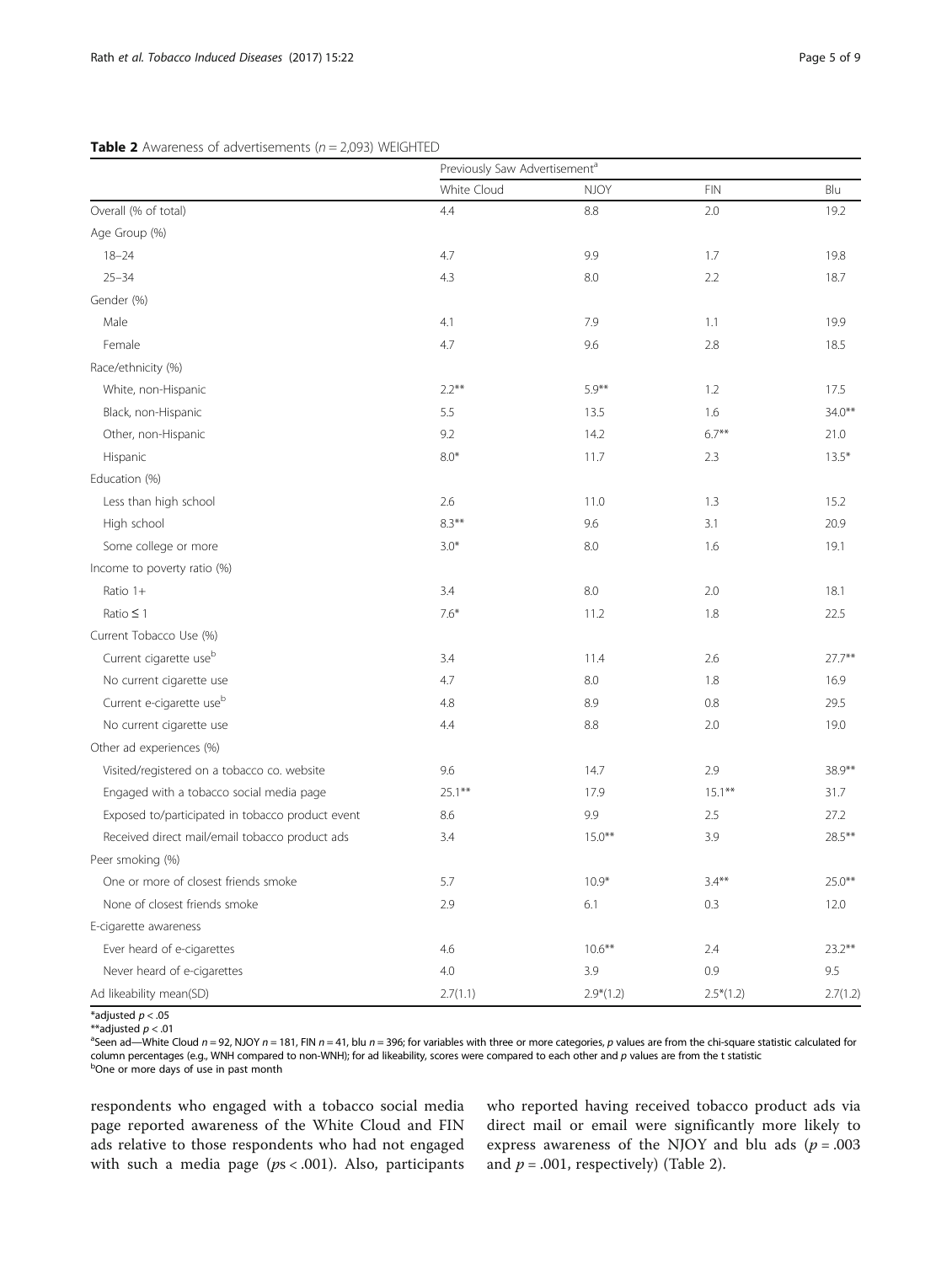**Table 2** Awareness of advertisements ($n = 2,093$) WEIGHTED

| | Previously Saw Advertisement[a] | | | |
|---|---|---|---|---|
| | White Cloud | NJOY | FIN | Blu |
| Overall (% of total) | 4.4 | 8.8 | 2.0 | 19.2 |
| Age Group (%) | | | | |
| 18–24 | 4.7 | 9.9 | 1.7 | 19.8 |
| 25–34 | 4.3 | 8.0 | 2.2 | 18.7 |
| Gender (%) | | | | |
| Male | 4.1 | 7.9 | 1.1 | 19.9 |
| Female | 4.7 | 9.6 | 2.8 | 18.5 |
| Race/ethnicity (%) | | | | |
| White, non-Hispanic | 2.2** | 5.9** | 1.2 | 17.5 |
| Black, non-Hispanic | 5.5 | 13.5 | 1.6 | 34.0** |
| Other, non-Hispanic | 9.2 | 14.2 | 6.7** | 21.0 |
| Hispanic | 8.0* | 11.7 | 2.3 | 13.5* |
| Education (%) | | | | |
| Less than high school | 2.6 | 11.0 | 1.3 | 15.2 |
| High school | 8.3** | 9.6 | 3.1 | 20.9 |
| Some college or more | 3.0* | 8.0 | 1.6 | 19.1 |
| Income to poverty ratio (%) | | | | |
| Ratio 1+ | 3.4 | 8.0 | 2.0 | 18.1 |
| Ratio ≤ 1 | 7.6* | 11.2 | 1.8 | 22.5 |
| Current Tobacco Use (%) | | | | |
| Current cigarette use[b] | 3.4 | 11.4 | 2.6 | 27.7** |
| No current cigarette use | 4.7 | 8.0 | 1.8 | 16.9 |
| Current e-cigarette use[b] | 4.8 | 8.9 | 0.8 | 29.5 |
| No current cigarette use | 4.4 | 8.8 | 2.0 | 19.0 |
| Other ad experiences (%) | | | | |
| Visited/registered on a tobacco co. website | 9.6 | 14.7 | 2.9 | 38.9** |
| Engaged with a tobacco social media page | 25.1** | 17.9 | 15.1** | 31.7 |
| Exposed to/participated in tobacco product event | 8.6 | 9.9 | 2.5 | 27.2 |
| Received direct mail/email tobacco product ads | 3.4 | 15.0** | 3.9 | 28.5** |
| Peer smoking (%) | | | | |
| One or more of closest friends smoke | 5.7 | 10.9* | 3.4** | 25.0** |
| None of closest friends smoke | 2.9 | 6.1 | 0.3 | 12.0 |
| E-cigarette awareness | | | | |
| Ever heard of e-cigarettes | 4.6 | 10.6** | 2.4 | 23.2** |
| Never heard of e-cigarettes | 4.0 | 3.9 | 0.9 | 9.5 |
| Ad likeability mean(SD) | 2.7(1.1) | 2.9*(1.2) | 2.5*(1.2) | 2.7(1.2) |

*adjusted $p < .05$
**adjusted $p < .01$
[a]Seen ad—White Cloud $n = 92$, NJOY $n = 181$, FIN $n = 41$, blu $n = 396$; for variables with three or more categories, $p$ values are from the chi-square statistic calculated for column percentages (e.g., WNH compared to non-WNH); for ad likeability, scores were compared to each other and $p$ values are from the t statistic
[b]One or more days of use in past month

respondents who engaged with a tobacco social media page reported awareness of the White Cloud and FIN ads relative to those respondents who had not engaged with such a media page ($ps < .001$). Also, participants who reported having received tobacco product ads via direct mail or email were significantly more likely to express awareness of the NJOY and blu ads ($p = .003$ and $p = .001$, respectively) (Table 2).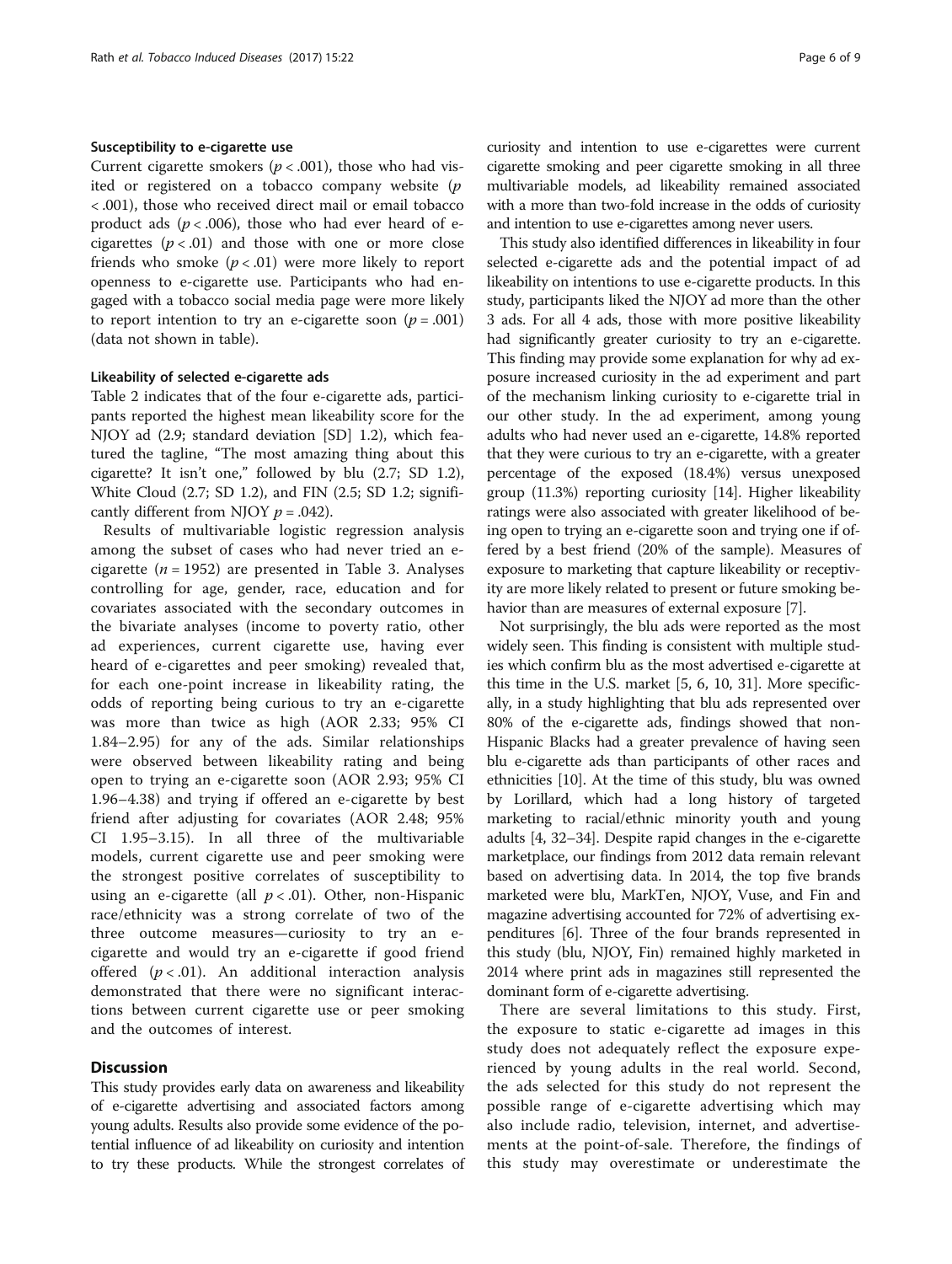### Susceptibility to e-cigarette use

Current cigarette smokers ($p < .001$), those who had visited or registered on a tobacco company website ($p < .001$), those who received direct mail or email tobacco product ads ($p < .006$), those who had ever heard of e-cigarettes ($p < .01$) and those with one or more close friends who smoke ($p < .01$) were more likely to report openness to e-cigarette use. Participants who had engaged with a tobacco social media page were more likely to report intention to try an e-cigarette soon ($p = .001$) (data not shown in table).

### Likeability of selected e-cigarette ads

Table 2 indicates that of the four e-cigarette ads, participants reported the highest mean likeability score for the NJOY ad (2.9; standard deviation [SD] 1.2), which featured the tagline, "The most amazing thing about this cigarette? It isn't one," followed by blu (2.7; SD 1.2), White Cloud (2.7; SD 1.2), and FIN (2.5; SD 1.2; significantly different from NJOY $p = .042$).

Results of multivariable logistic regression analysis among the subset of cases who had never tried an e-cigarette ($n = 1952$) are presented in Table 3. Analyses controlling for age, gender, race, education and for covariates associated with the secondary outcomes in the bivariate analyses (income to poverty ratio, other ad experiences, current cigarette use, having ever heard of e-cigarettes and peer smoking) revealed that, for each one-point increase in likeability rating, the odds of reporting being curious to try an e-cigarette was more than twice as high (AOR 2.33; 95% CI 1.84–2.95) for any of the ads. Similar relationships were observed between likeability rating and being open to trying an e-cigarette soon (AOR 2.93; 95% CI 1.96–4.38) and trying if offered an e-cigarette by best friend after adjusting for covariates (AOR 2.48; 95% CI 1.95–3.15). In all three of the multivariable models, current cigarette use and peer smoking were the strongest positive correlates of susceptibility to using an e-cigarette (all $p < .01$). Other, non-Hispanic race/ethnicity was a strong correlate of two of the three outcome measures—curiosity to try an e-cigarette and would try an e-cigarette if good friend offered ($p < .01$). An additional interaction analysis demonstrated that there were no significant interactions between current cigarette use or peer smoking and the outcomes of interest.

## Discussion

This study provides early data on awareness and likeability of e-cigarette advertising and associated factors among young adults. Results also provide some evidence of the potential influence of ad likeability on curiosity and intention to try these products. While the strongest correlates of curiosity and intention to use e-cigarettes were current cigarette smoking and peer cigarette smoking in all three multivariable models, ad likeability remained associated with a more than two-fold increase in the odds of curiosity and intention to use e-cigarettes among never users.

This study also identified differences in likeability in four selected e-cigarette ads and the potential impact of ad likeability on intentions to use e-cigarette products. In this study, participants liked the NJOY ad more than the other 3 ads. For all 4 ads, those with more positive likeability had significantly greater curiosity to try an e-cigarette. This finding may provide some explanation for why ad exposure increased curiosity in the ad experiment and part of the mechanism linking curiosity to e-cigarette trial in our other study. In the ad experiment, among young adults who had never used an e-cigarette, 14.8% reported that they were curious to try an e-cigarette, with a greater percentage of the exposed (18.4%) versus unexposed group (11.3%) reporting curiosity [14]. Higher likeability ratings were also associated with greater likelihood of being open to trying an e-cigarette soon and trying one if offered by a best friend (20% of the sample). Measures of exposure to marketing that capture likeability or receptivity are more likely related to present or future smoking behavior than are measures of external exposure [7].

Not surprisingly, the blu ads were reported as the most widely seen. This finding is consistent with multiple studies which confirm blu as the most advertised e-cigarette at this time in the U.S. market [5, 6, 10, 31]. More specifically, in a study highlighting that blu ads represented over 80% of the e-cigarette ads, findings showed that non-Hispanic Blacks had a greater prevalence of having seen blu e-cigarette ads than participants of other races and ethnicities [10]. At the time of this study, blu was owned by Lorillard, which had a long history of targeted marketing to racial/ethnic minority youth and young adults [4, 32–34]. Despite rapid changes in the e-cigarette marketplace, our findings from 2012 data remain relevant based on advertising data. In 2014, the top five brands marketed were blu, MarkTen, NJOY, Vuse, and Fin and magazine advertising accounted for 72% of advertising expenditures [6]. Three of the four brands represented in this study (blu, NJOY, Fin) remained highly marketed in 2014 where print ads in magazines still represented the dominant form of e-cigarette advertising.

There are several limitations to this study. First, the exposure to static e-cigarette ad images in this study does not adequately reflect the exposure experienced by young adults in the real world. Second, the ads selected for this study do not represent the possible range of e-cigarette advertising which may also include radio, television, internet, and advertisements at the point-of-sale. Therefore, the findings of this study may overestimate or underestimate the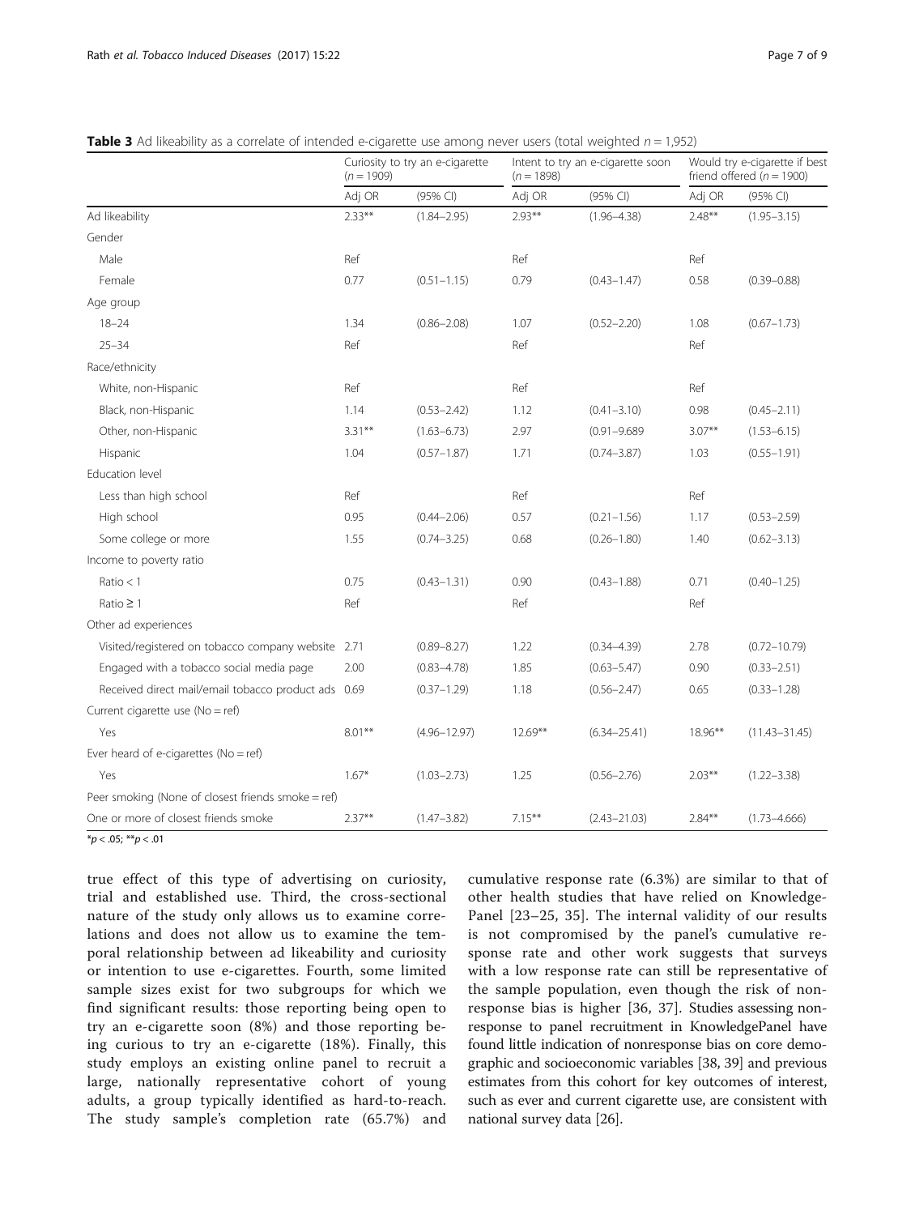**Table 3** Ad likeability as a correlate of intended e-cigarette use among never users (total weighted $n = 1,952$)

| | Curiosity to try an e-cigarette ($n = 1909$) | | Intent to try an e-cigarette soon ($n = 1898$) | | Would try e-cigarette if best friend offered ($n = 1900$) | |
|---|---|---|---|---|---|---|
| | Adj OR | (95% CI) | Adj OR | (95% CI) | Adj OR | (95% CI) |
| Ad likeability | 2.33** | (1.84–2.95) | 2.93** | (1.96–4.38) | 2.48** | (1.95–3.15) |
| Gender | | | | | | |
| Male | Ref | | Ref | | Ref | |
| Female | 0.77 | (0.51–1.15) | 0.79 | (0.43–1.47) | 0.58 | (0.39–0.88) |
| Age group | | | | | | |
| 18–24 | 1.34 | (0.86–2.08) | 1.07 | (0.52–2.20) | 1.08 | (0.67–1.73) |
| 25–34 | Ref | | Ref | | Ref | |
| Race/ethnicity | | | | | | |
| White, non-Hispanic | Ref | | Ref | | Ref | |
| Black, non-Hispanic | 1.14 | (0.53–2.42) | 1.12 | (0.41–3.10) | 0.98 | (0.45–2.11) |
| Other, non-Hispanic | 3.31** | (1.63–6.73) | 2.97 | (0.91–9.689 | 3.07** | (1.53–6.15) |
| Hispanic | 1.04 | (0.57–1.87) | 1.71 | (0.74–3.87) | 1.03 | (0.55–1.91) |
| Education level | | | | | | |
| Less than high school | Ref | | Ref | | Ref | |
| High school | 0.95 | (0.44–2.06) | 0.57 | (0.21–1.56) | 1.17 | (0.53–2.59) |
| Some college or more | 1.55 | (0.74–3.25) | 0.68 | (0.26–1.80) | 1.40 | (0.62–3.13) |
| Income to poverty ratio | | | | | | |
| Ratio < 1 | 0.75 | (0.43–1.31) | 0.90 | (0.43–1.88) | 0.71 | (0.40–1.25) |
| Ratio ≥ 1 | Ref | | Ref | | Ref | |
| Other ad experiences | | | | | | |
| Visited/registered on tobacco company website | 2.71 | (0.89–8.27) | 1.22 | (0.34–4.39) | 2.78 | (0.72–10.79) |
| Engaged with a tobacco social media page | 2.00 | (0.83–4.78) | 1.85 | (0.63–5.47) | 0.90 | (0.33–2.51) |
| Received direct mail/email tobacco product ads | 0.69 | (0.37–1.29) | 1.18 | (0.56–2.47) | 0.65 | (0.33–1.28) |
| Current cigarette use (No = ref) | | | | | | |
| Yes | 8.01** | (4.96–12.97) | 12.69** | (6.34–25.41) | 18.96** | (11.43–31.45) |
| Ever heard of e-cigarettes (No = ref) | | | | | | |
| Yes | 1.67* | (1.03–2.73) | 1.25 | (0.56–2.76) | 2.03** | (1.22–3.38) |
| Peer smoking (None of closest friends smoke = ref) | | | | | | |
| One or more of closest friends smoke | 2.37** | (1.47–3.82) | 7.15** | (2.43–21.03) | 2.84** | (1.73–4.666) |

*$p < .05$; **$p < .01$

true effect of this type of advertising on curiosity, trial and established use. Third, the cross-sectional nature of the study only allows us to examine correlations and does not allow us to examine the temporal relationship between ad likeability and curiosity or intention to use e-cigarettes. Fourth, some limited sample sizes exist for two subgroups for which we find significant results: those reporting being open to try an e-cigarette soon (8%) and those reporting being curious to try an e-cigarette (18%). Finally, this study employs an existing online panel to recruit a large, nationally representative cohort of young adults, a group typically identified as hard-to-reach. The study sample's completion rate (65.7%) and cumulative response rate (6.3%) are similar to that of other health studies that have relied on KnowledgePanel [23–25, 35]. The internal validity of our results is not compromised by the panel's cumulative response rate and other work suggests that surveys with a low response rate can still be representative of the sample population, even though the risk of nonresponse bias is higher [36, 37]. Studies assessing nonresponse to panel recruitment in KnowledgePanel have found little indication of nonresponse bias on core demographic and socioeconomic variables [38, 39] and previous estimates from this cohort for key outcomes of interest, such as ever and current cigarette use, are consistent with national survey data [26].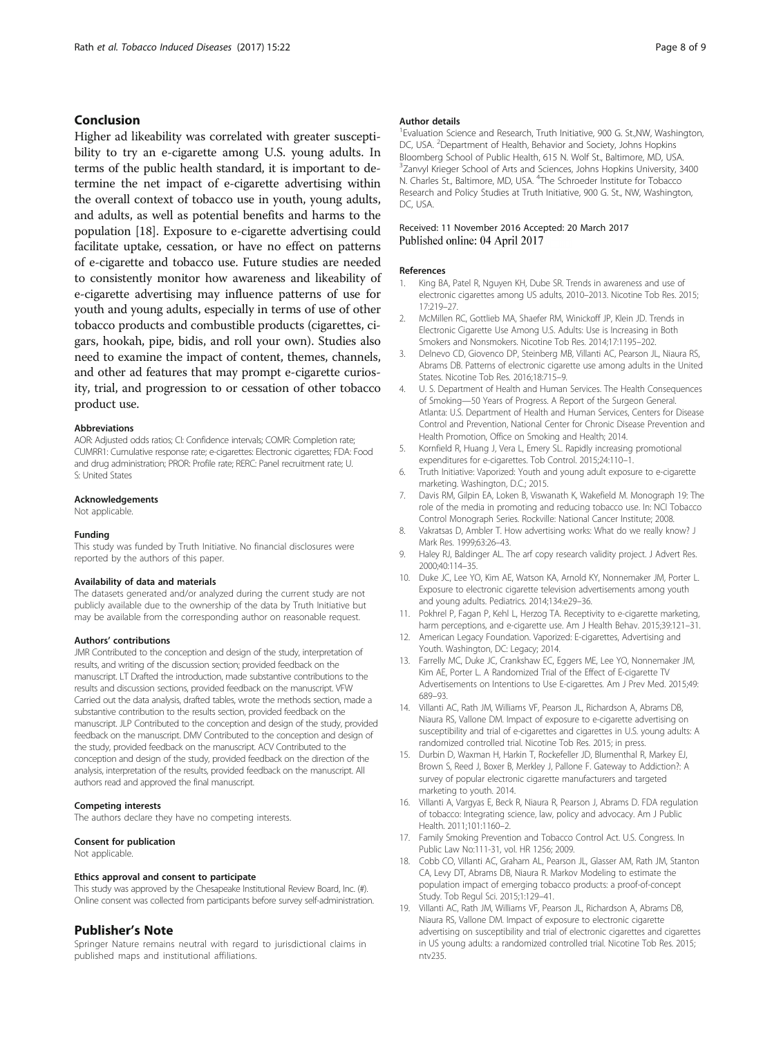## Conclusion

Higher ad likeability was correlated with greater susceptibility to try an e-cigarette among U.S. young adults. In terms of the public health standard, it is important to determine the net impact of e-cigarette advertising within the overall context of tobacco use in youth, young adults, and adults, as well as potential benefits and harms to the population [18]. Exposure to e-cigarette advertising could facilitate uptake, cessation, or have no effect on patterns of e-cigarette and tobacco use. Future studies are needed to consistently monitor how awareness and likeability of e-cigarette advertising may influence patterns of use for youth and young adults, especially in terms of use of other tobacco products and combustible products (cigarettes, cigars, hookah, pipe, bidis, and roll your own). Studies also need to examine the impact of content, themes, channels, and other ad features that may prompt e-cigarette curiosity, trial, and progression to or cessation of other tobacco product use.

#### Abbreviations

AOR: Adjusted odds ratios; CI: Confidence intervals; COMR: Completion rate; CUMRR1: Cumulative response rate; e-cigarettes: Electronic cigarettes; FDA: Food and drug administration; PROR: Profile rate; RERC: Panel recruitment rate; U.S: United States

#### Acknowledgements

Not applicable.

#### Funding

This study was funded by Truth Initiative. No financial disclosures were reported by the authors of this paper.

#### Availability of data and materials

The datasets generated and/or analyzed during the current study are not publicly available due to the ownership of the data by Truth Initiative but may be available from the corresponding author on reasonable request.

#### Authors' contributions

JMR Contributed to the conception and design of the study, interpretation of results, and writing of the discussion section; provided feedback on the manuscript. LT Drafted the introduction, made substantive contributions to the results and discussion sections, provided feedback on the manuscript. VFW Carried out the data analysis, drafted tables, wrote the methods section, made a substantive contribution to the results section, provided feedback on the manuscript. JLP Contributed to the conception and design of the study, provided feedback on the manuscript. DMV Contributed to the conception and design of the study, provided feedback on the manuscript. ACV Contributed to the conception and design of the study, provided feedback on the direction of the analysis, interpretation of the results, provided feedback on the manuscript. All authors read and approved the final manuscript.

#### Competing interests

The authors declare they have no competing interests.

#### Consent for publication

Not applicable.

#### Ethics approval and consent to participate

This study was approved by the Chesapeake Institutional Review Board, Inc. (#). Online consent was collected from participants before survey self-administration.

## Publisher's Note

Springer Nature remains neutral with regard to jurisdictional claims in published maps and institutional affiliations.

#### Author details

[1]Evaluation Science and Research, Truth Initiative, 900 G. St.,NW, Washington, DC, USA. [2]Department of Health, Behavior and Society, Johns Hopkins Bloomberg School of Public Health, 615 N. Wolf St., Baltimore, MD, USA. [3]Zanvyl Krieger School of Arts and Sciences, Johns Hopkins University, 3400 N. Charles St., Baltimore, MD, USA. [4]The Schroeder Institute for Tobacco Research and Policy Studies at Truth Initiative, 900 G. St., NW, Washington, DC, USA.

Received: 11 November 2016 Accepted: 20 March 2017
Published online: 04 April 2017

#### References

1. King BA, Patel R, Nguyen KH, Dube SR. Trends in awareness and use of electronic cigarettes among US adults, 2010–2013. Nicotine Tob Res. 2015; 17:219–27.
2. McMillen RC, Gottlieb MA, Shaefer RM, Winickoff JP, Klein JD. Trends in Electronic Cigarette Use Among U.S. Adults: Use is Increasing in Both Smokers and Nonsmokers. Nicotine Tob Res. 2014;17:1195–202.
3. Delnevo CD, Giovenco DP, Steinberg MB, Villanti AC, Pearson JL, Niaura RS, Abrams DB. Patterns of electronic cigarette use among adults in the United States. Nicotine Tob Res. 2016;18:715–9.
4. U. S. Department of Health and Human Services. The Health Consequences of Smoking—50 Years of Progress. A Report of the Surgeon General. Atlanta: U.S. Department of Health and Human Services, Centers for Disease Control and Prevention, National Center for Chronic Disease Prevention and Health Promotion, Office on Smoking and Health; 2014.
5. Kornfield R, Huang J, Vera L, Emery SL. Rapidly increasing promotional expenditures for e-cigarettes. Tob Control. 2015;24:110–1.
6. Truth Initiative: Vaporized: Youth and young adult exposure to e-cigarette marketing. Washington, D.C.; 2015.
7. Davis RM, Gilpin EA, Loken B, Viswanath K, Wakefield M. Monograph 19: The role of the media in promoting and reducing tobacco use. In: NCI Tobacco Control Monograph Series. Rockville: National Cancer Institute; 2008.
8. Vakratsas D, Ambler T. How advertising works: What do we really know? J Mark Res. 1999;63:26–43.
9. Haley RJ, Baldinger AL. The arf copy research validity project. J Advert Res. 2000;40:114–35.
10. Duke JC, Lee YO, Kim AE, Watson KA, Arnold KY, Nonnemaker JM, Porter L. Exposure to electronic cigarette television advertisements among youth and young adults. Pediatrics. 2014;134:e29–36.
11. Pokhrel P, Fagan P, Kehl L, Herzog TA. Receptivity to e-cigarette marketing, harm perceptions, and e-cigarette use. Am J Health Behav. 2015;39:121–31.
12. American Legacy Foundation. Vaporized: E-cigarettes, Advertising and Youth. Washington, DC: Legacy; 2014.
13. Farrelly MC, Duke JC, Crankshaw EC, Eggers ME, Lee YO, Nonnemaker JM, Kim AE, Porter L. A Randomized Trial of the Effect of E-cigarette TV Advertisements on Intentions to Use E-cigarettes. Am J Prev Med. 2015;49: 689–93.
14. Villanti AC, Rath JM, Williams VF, Pearson JL, Richardson A, Abrams DB, Niaura RS, Vallone DM. Impact of exposure to e-cigarette advertising on susceptibility and trial of e-cigarettes and cigarettes in U.S. young adults: A randomized controlled trial. Nicotine Tob Res. 2015; in press.
15. Durbin D, Waxman H, Harkin T, Rockefeller JD, Blumenthal R, Markey EJ, Brown S, Reed J, Boxer B, Merkley J, Pallone F. Gateway to Addiction?: A survey of popular electronic cigarette manufacturers and targeted marketing to youth. 2014.
16. Villanti A, Vargyas E, Beck R, Niaura R, Pearson J, Abrams D. FDA regulation of tobacco: Integrating science, law, policy and advocacy. Am J Public Health. 2011;101:1160–2.
17. Family Smoking Prevention and Tobacco Control Act. U.S. Congress. In Public Law No:111-31, vol. HR 1256; 2009.
18. Cobb CO, Villanti AC, Graham AL, Pearson JL, Glasser AM, Rath JM, Stanton CA, Levy DT, Abrams DB, Niaura R. Markov Modeling to estimate the population impact of emerging tobacco products: a proof-of-concept Study. Tob Regul Sci. 2015;1:129–41.
19. Villanti AC, Rath JM, Williams VF, Pearson JL, Richardson A, Abrams DB, Niaura RS, Vallone DM. Impact of exposure to electronic cigarette advertising on susceptibility and trial of electronic cigarettes and cigarettes in US young adults: a randomized controlled trial. Nicotine Tob Res. 2015; ntv235.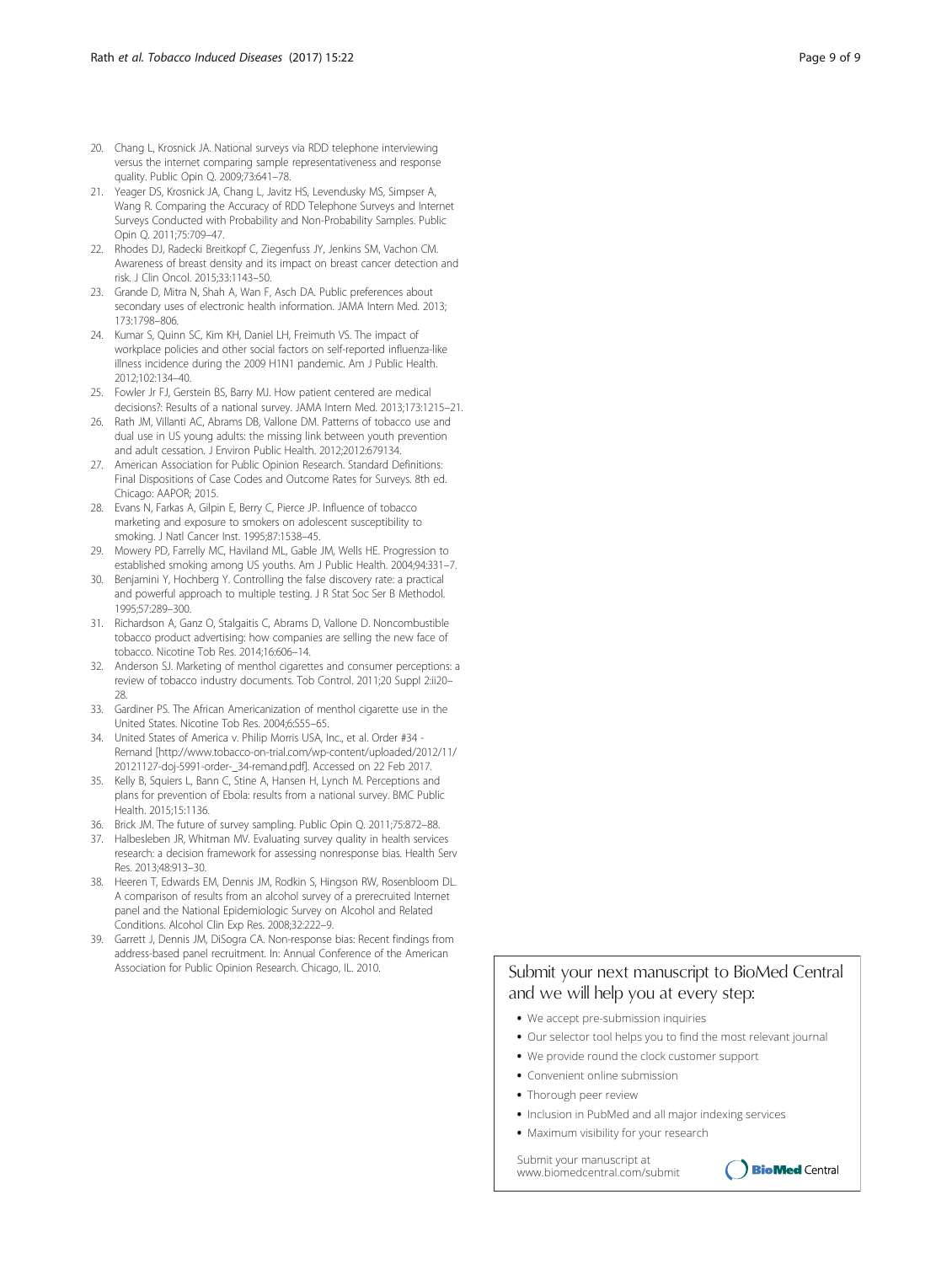20. Chang L, Krosnick JA. National surveys via RDD telephone interviewing versus the internet comparing sample representativeness and response quality. Public Opin Q. 2009;73:641–78.
21. Yeager DS, Krosnick JA, Chang L, Javitz HS, Levendusky MS, Simpser A, Wang R. Comparing the Accuracy of RDD Telephone Surveys and Internet Surveys Conducted with Probability and Non-Probability Samples. Public Opin Q. 2011;75:709–47.
22. Rhodes DJ, Radecki Breitkopf C, Ziegenfuss JY, Jenkins SM, Vachon CM. Awareness of breast density and its impact on breast cancer detection and risk. J Clin Oncol. 2015;33:1143–50.
23. Grande D, Mitra N, Shah A, Wan F, Asch DA. Public preferences about secondary uses of electronic health information. JAMA Intern Med. 2013; 173:1798–806.
24. Kumar S, Quinn SC, Kim KH, Daniel LH, Freimuth VS. The impact of workplace policies and other social factors on self-reported influenza-like illness incidence during the 2009 H1N1 pandemic. Am J Public Health. 2012;102:134–40.
25. Fowler Jr FJ, Gerstein BS, Barry MJ. How patient centered are medical decisions?: Results of a national survey. JAMA Intern Med. 2013;173:1215–21.
26. Rath JM, Villanti AC, Abrams DB, Vallone DM. Patterns of tobacco use and dual use in US young adults: the missing link between youth prevention and adult cessation. J Environ Public Health. 2012;2012:679134.
27. American Association for Public Opinion Research. Standard Definitions: Final Dispositions of Case Codes and Outcome Rates for Surveys. 8th ed. Chicago: AAPOR; 2015.
28. Evans N, Farkas A, Gilpin E, Berry C, Pierce JP. Influence of tobacco marketing and exposure to smokers on adolescent susceptibility to smoking. J Natl Cancer Inst. 1995;87:1538–45.
29. Mowery PD, Farrelly MC, Haviland ML, Gable JM, Wells HE. Progression to established smoking among US youths. Am J Public Health. 2004;94:331–7.
30. Benjamini Y, Hochberg Y. Controlling the false discovery rate: a practical and powerful approach to multiple testing. J R Stat Soc Ser B Methodol. 1995;57:289–300.
31. Richardson A, Ganz O, Stalgaitis C, Abrams D, Vallone D. Noncombustible tobacco product advertising: how companies are selling the new face of tobacco. Nicotine Tob Res. 2014;16:606–14.
32. Anderson SJ. Marketing of menthol cigarettes and consumer perceptions: a review of tobacco industry documents. Tob Control. 2011;20 Suppl 2:ii20–28.
33. Gardiner PS. The African Americanization of menthol cigarette use in the United States. Nicotine Tob Res. 2004;6:S55–65.
34. United States of America v. Philip Morris USA, Inc., et al. Order #34 - Remand [http://www.tobacco-on-trial.com/wp-content/uploaded/2012/11/20121127-doj-5991-order-_34-remand.pdf]. Accessed on 22 Feb 2017.
35. Kelly B, Squiers L, Bann C, Stine A, Hansen H, Lynch M. Perceptions and plans for prevention of Ebola: results from a national survey. BMC Public Health. 2015;15:1136.
36. Brick JM. The future of survey sampling. Public Opin Q. 2011;75:872–88.
37. Halbesleben JR, Whitman MV. Evaluating survey quality in health services research: a decision framework for assessing nonresponse bias. Health Serv Res. 2013;48:913–30.
38. Heeren T, Edwards EM, Dennis JM, Rodkin S, Hingson RW, Rosenbloom DL. A comparison of results from an alcohol survey of a prerecruited Internet panel and the National Epidemiologic Survey on Alcohol and Related Conditions. Alcohol Clin Exp Res. 2008;32:222–9.
39. Garrett J, Dennis JM, DiSogra CA. Non-response bias: Recent findings from address-based panel recruitment. In: Annual Conference of the American Association for Public Opinion Research. Chicago, IL. 2010.

Submit your next manuscript to BioMed Central and we will help you at every step:

- We accept pre-submission inquiries
- Our selector tool helps you to find the most relevant journal
- We provide round the clock customer support
- Convenient online submission
- Thorough peer review
- Inclusion in PubMed and all major indexing services
- Maximum visibility for your research

Submit your manuscript at www.biomedcentral.com/submit

BioMed Central